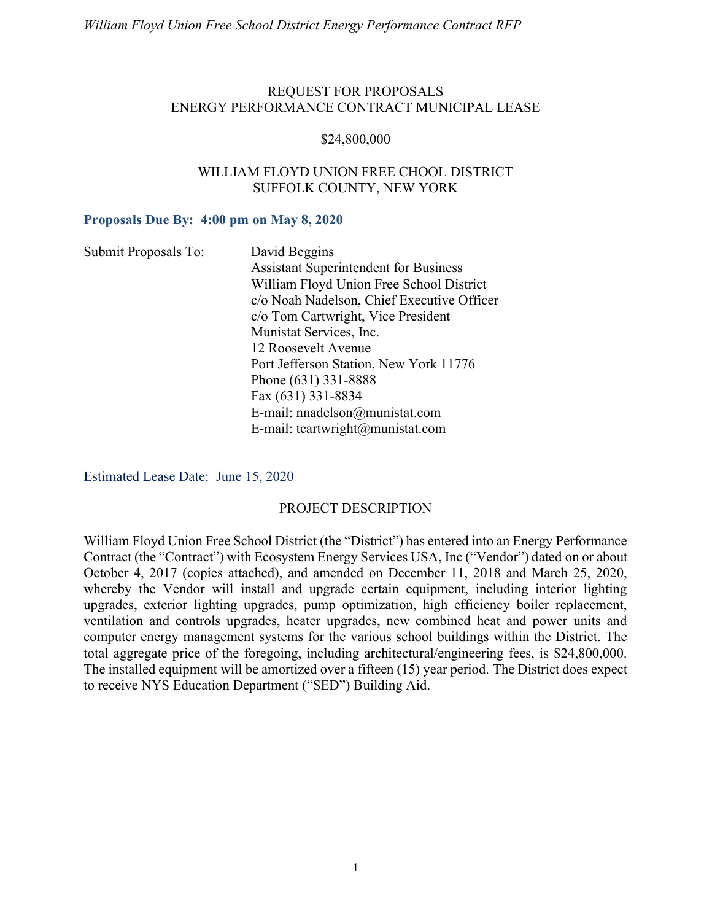# REQUEST FOR PROPOSALS
# ENERGY PERFORMANCE CONTRACT MUNICIPAL LEASE

## $24,800,000

## WILLIAM FLOYD UNION FREE CHOOL DISTRICT
## SUFFOLK COUNTY, NEW YORK

**Proposals Due By: 4:00 pm on May 8, 2020**

Submit Proposals To:

David Beggins
Assistant Superintendent for Business
William Floyd Union Free School District
c/o Noah Nadelson, Chief Executive Officer
c/o Tom Cartwright, Vice President
Munistat Services, Inc.
12 Roosevelt Avenue
Port Jefferson Station, New York 11776
Phone (631) 331-8888
Fax (631) 331-8834
E-mail: nnadelson@munistat.com
E-mail: tcartwright@munistat.com

Estimated Lease Date: June 15, 2020

## PROJECT DESCRIPTION

William Floyd Union Free School District (the "District") has entered into an Energy Performance Contract (the "Contract") with Ecosystem Energy Services USA, Inc ("Vendor") dated on or about October 4, 2017 (copies attached), and amended on December 11, 2018 and March 25, 2020, whereby the Vendor will install and upgrade certain equipment, including interior lighting upgrades, exterior lighting upgrades, pump optimization, high efficiency boiler replacement, ventilation and controls upgrades, heater upgrades, new combined heat and power units and computer energy management systems for the various school buildings within the District. The total aggregate price of the foregoing, including architectural/engineering fees, is $24,800,000. The installed equipment will be amortized over a fifteen (15) year period. The District does expect to receive NYS Education Department ("SED") Building Aid.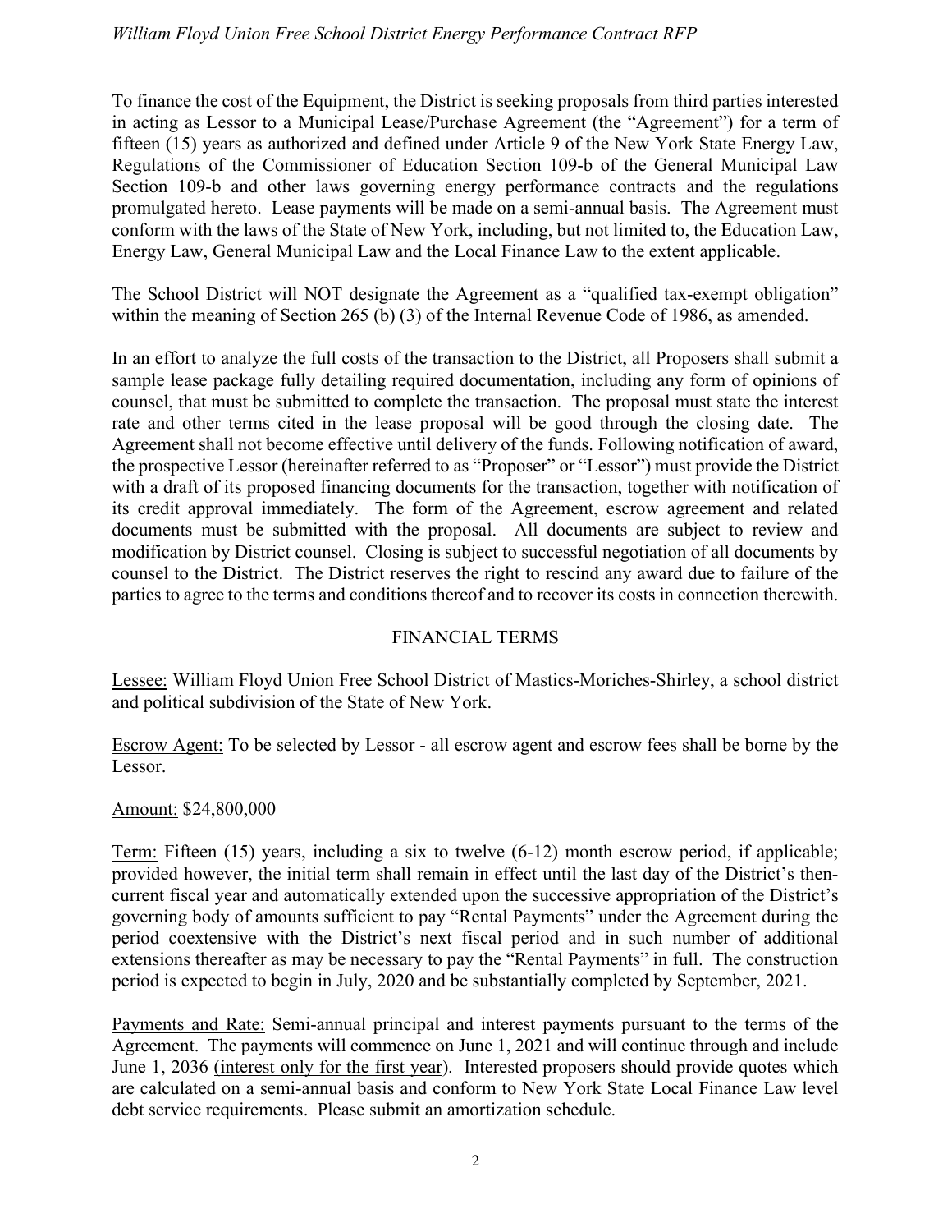To finance the cost of the Equipment, the District is seeking proposals from third parties interested in acting as Lessor to a Municipal Lease/Purchase Agreement (the "Agreement") for a term of fifteen (15) years as authorized and defined under Article 9 of the New York State Energy Law, Regulations of the Commissioner of Education Section 109-b of the General Municipal Law Section 109-b and other laws governing energy performance contracts and the regulations promulgated hereto. Lease payments will be made on a semi-annual basis. The Agreement must conform with the laws of the State of New York, including, but not limited to, the Education Law, Energy Law, General Municipal Law and the Local Finance Law to the extent applicable.

The School District will NOT designate the Agreement as a "qualified tax-exempt obligation" within the meaning of Section 265 (b) (3) of the Internal Revenue Code of 1986, as amended.

In an effort to analyze the full costs of the transaction to the District, all Proposers shall submit a sample lease package fully detailing required documentation, including any form of opinions of counsel, that must be submitted to complete the transaction. The proposal must state the interest rate and other terms cited in the lease proposal will be good through the closing date. The Agreement shall not become effective until delivery of the funds. Following notification of award, the prospective Lessor (hereinafter referred to as "Proposer" or "Lessor") must provide the District with a draft of its proposed financing documents for the transaction, together with notification of its credit approval immediately. The form of the Agreement, escrow agreement and related documents must be submitted with the proposal. All documents are subject to review and modification by District counsel. Closing is subject to successful negotiation of all documents by counsel to the District. The District reserves the right to rescind any award due to failure of the parties to agree to the terms and conditions thereof and to recover its costs in connection therewith.

## FINANCIAL TERMS

Lessee: William Floyd Union Free School District of Mastics-Moriches-Shirley, a school district and political subdivision of the State of New York.

Escrow Agent: To be selected by Lessor - all escrow agent and escrow fees shall be borne by the Lessor.

Amount: $24,800,000

Term: Fifteen (15) years, including a six to twelve (6-12) month escrow period, if applicable; provided however, the initial term shall remain in effect until the last day of the District's then-current fiscal year and automatically extended upon the successive appropriation of the District's governing body of amounts sufficient to pay "Rental Payments" under the Agreement during the period coextensive with the District's next fiscal period and in such number of additional extensions thereafter as may be necessary to pay the "Rental Payments" in full. The construction period is expected to begin in July, 2020 and be substantially completed by September, 2021.

Payments and Rate: Semi-annual principal and interest payments pursuant to the terms of the Agreement. The payments will commence on June 1, 2021 and will continue through and include June 1, 2036 (interest only for the first year). Interested proposers should provide quotes which are calculated on a semi-annual basis and conform to New York State Local Finance Law level debt service requirements. Please submit an amortization schedule.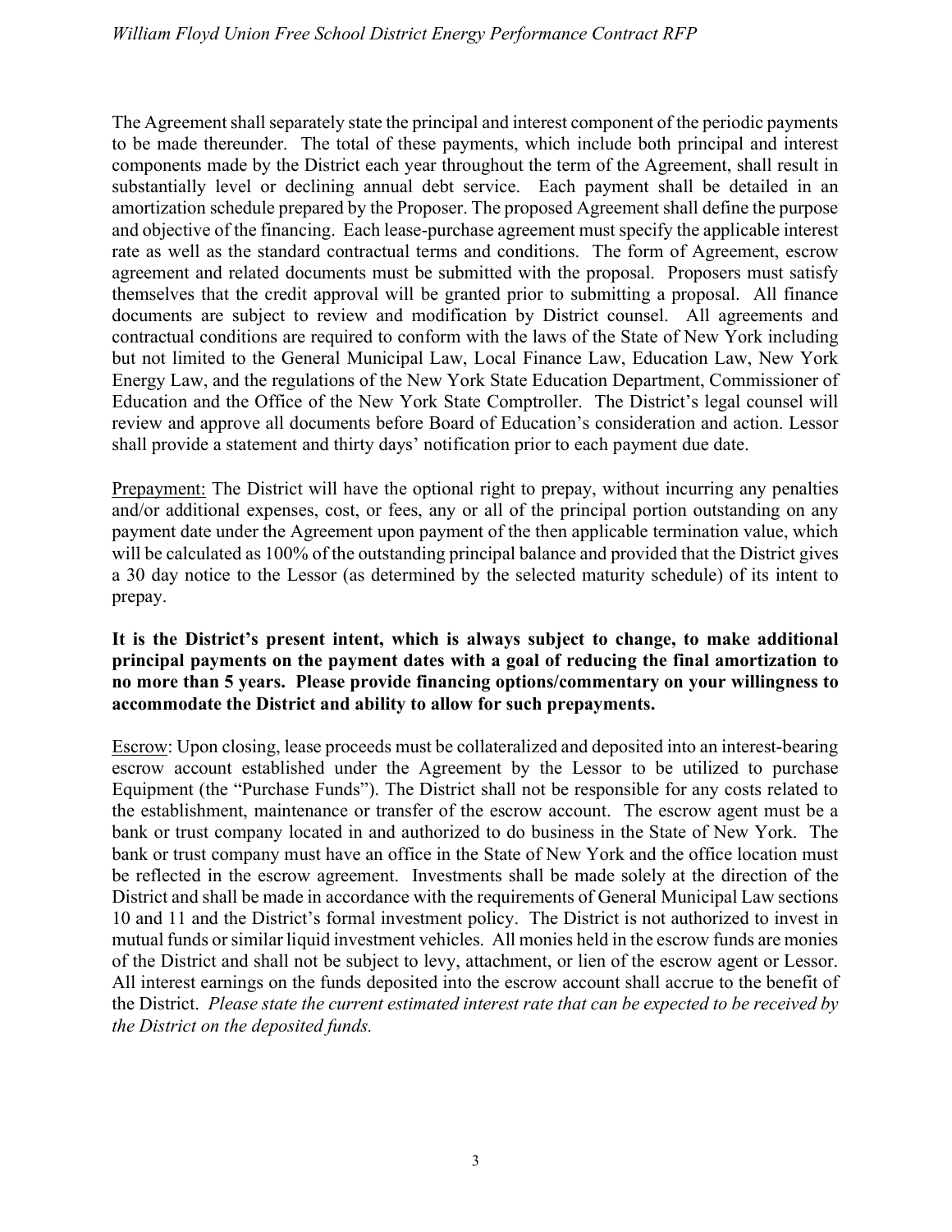The Agreement shall separately state the principal and interest component of the periodic payments to be made thereunder. The total of these payments, which include both principal and interest components made by the District each year throughout the term of the Agreement, shall result in substantially level or declining annual debt service. Each payment shall be detailed in an amortization schedule prepared by the Proposer. The proposed Agreement shall define the purpose and objective of the financing. Each lease-purchase agreement must specify the applicable interest rate as well as the standard contractual terms and conditions. The form of Agreement, escrow agreement and related documents must be submitted with the proposal. Proposers must satisfy themselves that the credit approval will be granted prior to submitting a proposal. All finance documents are subject to review and modification by District counsel. All agreements and contractual conditions are required to conform with the laws of the State of New York including but not limited to the General Municipal Law, Local Finance Law, Education Law, New York Energy Law, and the regulations of the New York State Education Department, Commissioner of Education and the Office of the New York State Comptroller. The District's legal counsel will review and approve all documents before Board of Education's consideration and action. Lessor shall provide a statement and thirty days' notification prior to each payment due date.

<u>Prepayment:</u> The District will have the optional right to prepay, without incurring any penalties and/or additional expenses, cost, or fees, any or all of the principal portion outstanding on any payment date under the Agreement upon payment of the then applicable termination value, which will be calculated as 100% of the outstanding principal balance and provided that the District gives a 30 day notice to the Lessor (as determined by the selected maturity schedule) of its intent to prepay.

**It is the District's present intent, which is always subject to change, to make additional principal payments on the payment dates with a goal of reducing the final amortization to no more than 5 years. Please provide financing options/commentary on your willingness to accommodate the District and ability to allow for such prepayments.**

<u>Escrow</u>: Upon closing, lease proceeds must be collateralized and deposited into an interest-bearing escrow account established under the Agreement by the Lessor to be utilized to purchase Equipment (the "Purchase Funds"). The District shall not be responsible for any costs related to the establishment, maintenance or transfer of the escrow account. The escrow agent must be a bank or trust company located in and authorized to do business in the State of New York. The bank or trust company must have an office in the State of New York and the office location must be reflected in the escrow agreement. Investments shall be made solely at the direction of the District and shall be made in accordance with the requirements of General Municipal Law sections 10 and 11 and the District's formal investment policy. The District is not authorized to invest in mutual funds or similar liquid investment vehicles. All monies held in the escrow funds are monies of the District and shall not be subject to levy, attachment, or lien of the escrow agent or Lessor. All interest earnings on the funds deposited into the escrow account shall accrue to the benefit of the District. *Please state the current estimated interest rate that can be expected to be received by the District on the deposited funds.*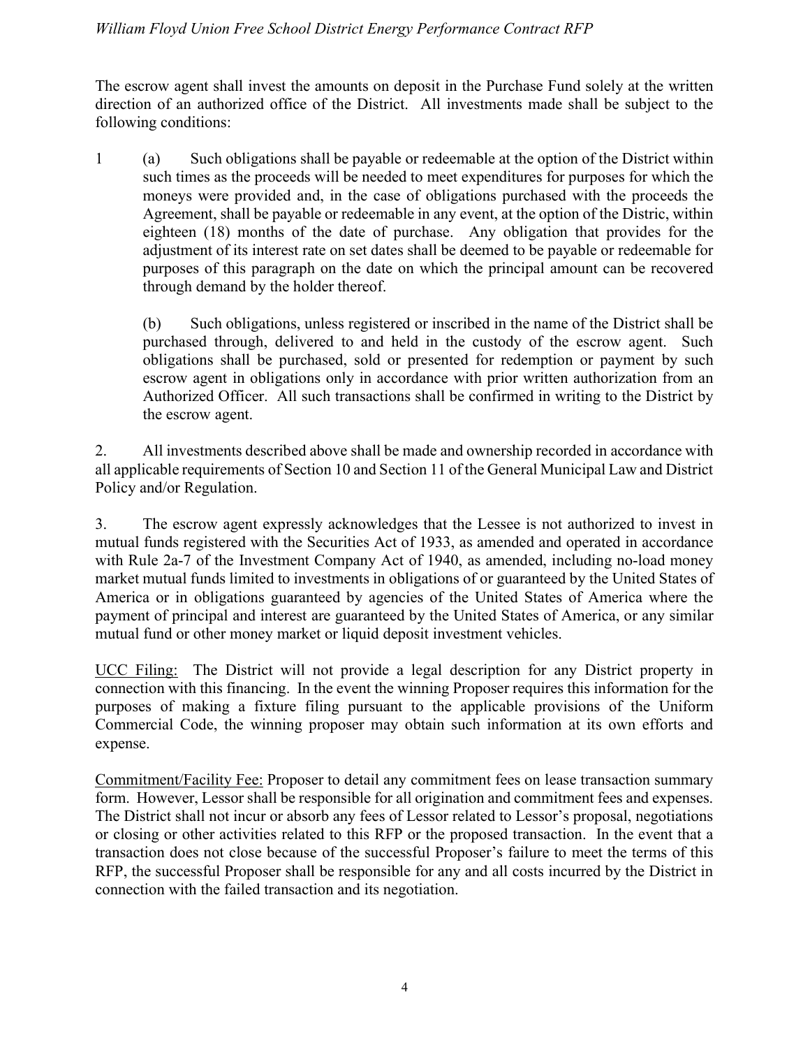The escrow agent shall invest the amounts on deposit in the Purchase Fund solely at the written direction of an authorized office of the District. All investments made shall be subject to the following conditions:

1 (a) Such obligations shall be payable or redeemable at the option of the District within such times as the proceeds will be needed to meet expenditures for purposes for which the moneys were provided and, in the case of obligations purchased with the proceeds the Agreement, shall be payable or redeemable in any event, at the option of the Distric, within eighteen (18) months of the date of purchase. Any obligation that provides for the adjustment of its interest rate on set dates shall be deemed to be payable or redeemable for purposes of this paragraph on the date on which the principal amount can be recovered through demand by the holder thereof.

(b) Such obligations, unless registered or inscribed in the name of the District shall be purchased through, delivered to and held in the custody of the escrow agent. Such obligations shall be purchased, sold or presented for redemption or payment by such escrow agent in obligations only in accordance with prior written authorization from an Authorized Officer. All such transactions shall be confirmed in writing to the District by the escrow agent.

2. All investments described above shall be made and ownership recorded in accordance with all applicable requirements of Section 10 and Section 11 of the General Municipal Law and District Policy and/or Regulation.

3. The escrow agent expressly acknowledges that the Lessee is not authorized to invest in mutual funds registered with the Securities Act of 1933, as amended and operated in accordance with Rule 2a-7 of the Investment Company Act of 1940, as amended, including no-load money market mutual funds limited to investments in obligations of or guaranteed by the United States of America or in obligations guaranteed by agencies of the United States of America where the payment of principal and interest are guaranteed by the United States of America, or any similar mutual fund or other money market or liquid deposit investment vehicles.

<u>UCC Filing:</u> The District will not provide a legal description for any District property in connection with this financing. In the event the winning Proposer requires this information for the purposes of making a fixture filing pursuant to the applicable provisions of the Uniform Commercial Code, the winning proposer may obtain such information at its own efforts and expense.

<u>Commitment/Facility Fee:</u> Proposer to detail any commitment fees on lease transaction summary form. However, Lessor shall be responsible for all origination and commitment fees and expenses. The District shall not incur or absorb any fees of Lessor related to Lessor's proposal, negotiations or closing or other activities related to this RFP or the proposed transaction. In the event that a transaction does not close because of the successful Proposer's failure to meet the terms of this RFP, the successful Proposer shall be responsible for any and all costs incurred by the District in connection with the failed transaction and its negotiation.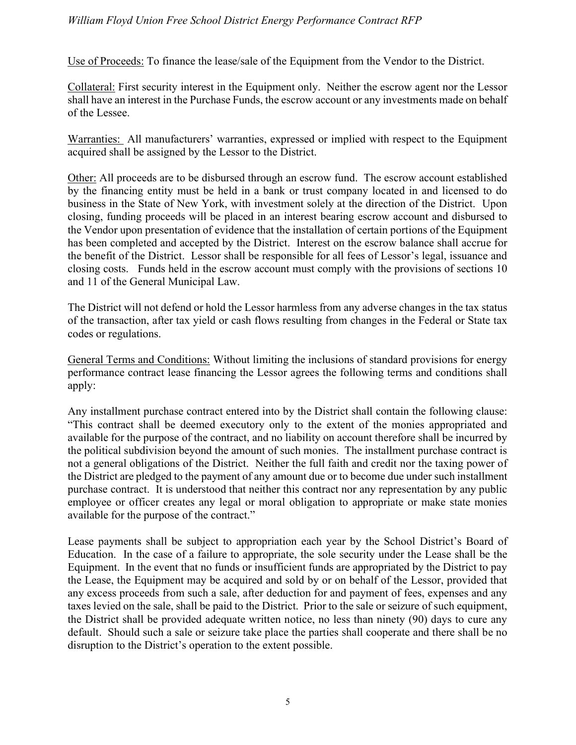Use of Proceeds: To finance the lease/sale of the Equipment from the Vendor to the District.

Collateral: First security interest in the Equipment only. Neither the escrow agent nor the Lessor shall have an interest in the Purchase Funds, the escrow account or any investments made on behalf of the Lessee.

Warranties: All manufacturers' warranties, expressed or implied with respect to the Equipment acquired shall be assigned by the Lessor to the District.

Other: All proceeds are to be disbursed through an escrow fund. The escrow account established by the financing entity must be held in a bank or trust company located in and licensed to do business in the State of New York, with investment solely at the direction of the District. Upon closing, funding proceeds will be placed in an interest bearing escrow account and disbursed to the Vendor upon presentation of evidence that the installation of certain portions of the Equipment has been completed and accepted by the District. Interest on the escrow balance shall accrue for the benefit of the District. Lessor shall be responsible for all fees of Lessor's legal, issuance and closing costs. Funds held in the escrow account must comply with the provisions of sections 10 and 11 of the General Municipal Law.

The District will not defend or hold the Lessor harmless from any adverse changes in the tax status of the transaction, after tax yield or cash flows resulting from changes in the Federal or State tax codes or regulations.

General Terms and Conditions: Without limiting the inclusions of standard provisions for energy performance contract lease financing the Lessor agrees the following terms and conditions shall apply:

Any installment purchase contract entered into by the District shall contain the following clause: "This contract shall be deemed executory only to the extent of the monies appropriated and available for the purpose of the contract, and no liability on account therefore shall be incurred by the political subdivision beyond the amount of such monies. The installment purchase contract is not a general obligations of the District. Neither the full faith and credit nor the taxing power of the District are pledged to the payment of any amount due or to become due under such installment purchase contract. It is understood that neither this contract nor any representation by any public employee or officer creates any legal or moral obligation to appropriate or make state monies available for the purpose of the contract."

Lease payments shall be subject to appropriation each year by the School District's Board of Education. In the case of a failure to appropriate, the sole security under the Lease shall be the Equipment. In the event that no funds or insufficient funds are appropriated by the District to pay the Lease, the Equipment may be acquired and sold by or on behalf of the Lessor, provided that any excess proceeds from such a sale, after deduction for and payment of fees, expenses and any taxes levied on the sale, shall be paid to the District. Prior to the sale or seizure of such equipment, the District shall be provided adequate written notice, no less than ninety (90) days to cure any default. Should such a sale or seizure take place the parties shall cooperate and there shall be no disruption to the District's operation to the extent possible.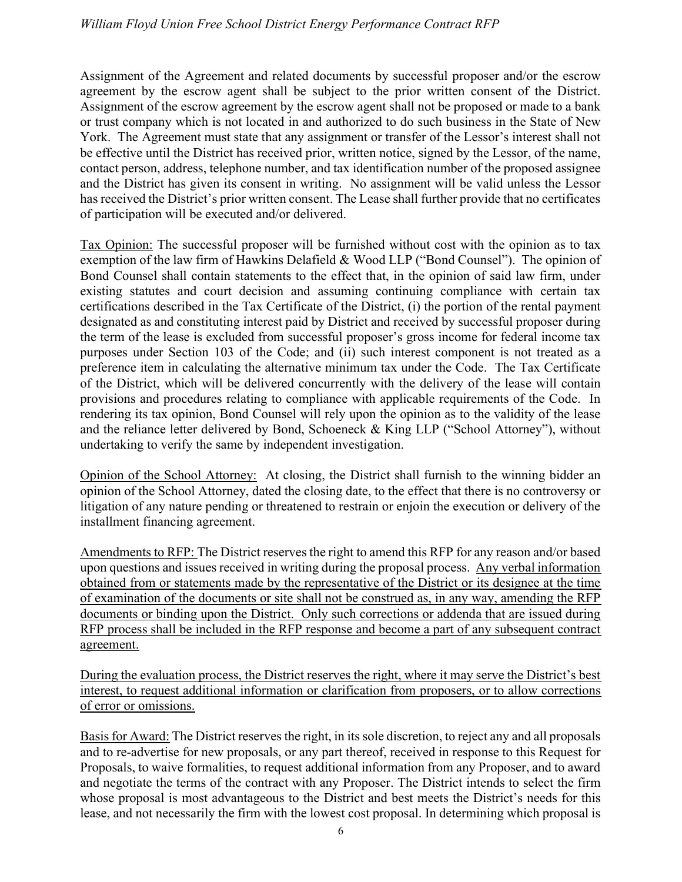Assignment of the Agreement and related documents by successful proposer and/or the escrow agreement by the escrow agent shall be subject to the prior written consent of the District. Assignment of the escrow agreement by the escrow agent shall not be proposed or made to a bank or trust company which is not located in and authorized to do such business in the State of New York. The Agreement must state that any assignment or transfer of the Lessor's interest shall not be effective until the District has received prior, written notice, signed by the Lessor, of the name, contact person, address, telephone number, and tax identification number of the proposed assignee and the District has given its consent in writing. No assignment will be valid unless the Lessor has received the District's prior written consent. The Lease shall further provide that no certificates of participation will be executed and/or delivered.

<u>Tax Opinion:</u> The successful proposer will be furnished without cost with the opinion as to tax exemption of the law firm of Hawkins Delafield & Wood LLP ("Bond Counsel"). The opinion of Bond Counsel shall contain statements to the effect that, in the opinion of said law firm, under existing statutes and court decision and assuming continuing compliance with certain tax certifications described in the Tax Certificate of the District, (i) the portion of the rental payment designated as and constituting interest paid by District and received by successful proposer during the term of the lease is excluded from successful proposer's gross income for federal income tax purposes under Section 103 of the Code; and (ii) such interest component is not treated as a preference item in calculating the alternative minimum tax under the Code. The Tax Certificate of the District, which will be delivered concurrently with the delivery of the lease will contain provisions and procedures relating to compliance with applicable requirements of the Code. In rendering its tax opinion, Bond Counsel will rely upon the opinion as to the validity of the lease and the reliance letter delivered by Bond, Schoeneck & King LLP ("School Attorney"), without undertaking to verify the same by independent investigation.

<u>Opinion of the School Attorney:</u> At closing, the District shall furnish to the winning bidder an opinion of the School Attorney, dated the closing date, to the effect that there is no controversy or litigation of any nature pending or threatened to restrain or enjoin the execution or delivery of the installment financing agreement.

<u>Amendments to RFP:</u> The District reserves the right to amend this RFP for any reason and/or based upon questions and issues received in writing during the proposal process. <u>Any verbal information obtained from or statements made by the representative of the District or its designee at the time of examination of the documents or site shall not be construed as, in any way, amending the RFP documents or binding upon the District. Only such corrections or addenda that are issued during RFP process shall be included in the RFP response and become a part of any subsequent contract agreement.</u>

<u>During the evaluation process, the District reserves the right, where it may serve the District's best interest, to request additional information or clarification from proposers, or to allow corrections of error or omissions.</u>

<u>Basis for Award:</u> The District reserves the right, in its sole discretion, to reject any and all proposals and to re-advertise for new proposals, or any part thereof, received in response to this Request for Proposals, to waive formalities, to request additional information from any Proposer, and to award and negotiate the terms of the contract with any Proposer. The District intends to select the firm whose proposal is most advantageous to the District and best meets the District's needs for this lease, and not necessarily the firm with the lowest cost proposal. In determining which proposal is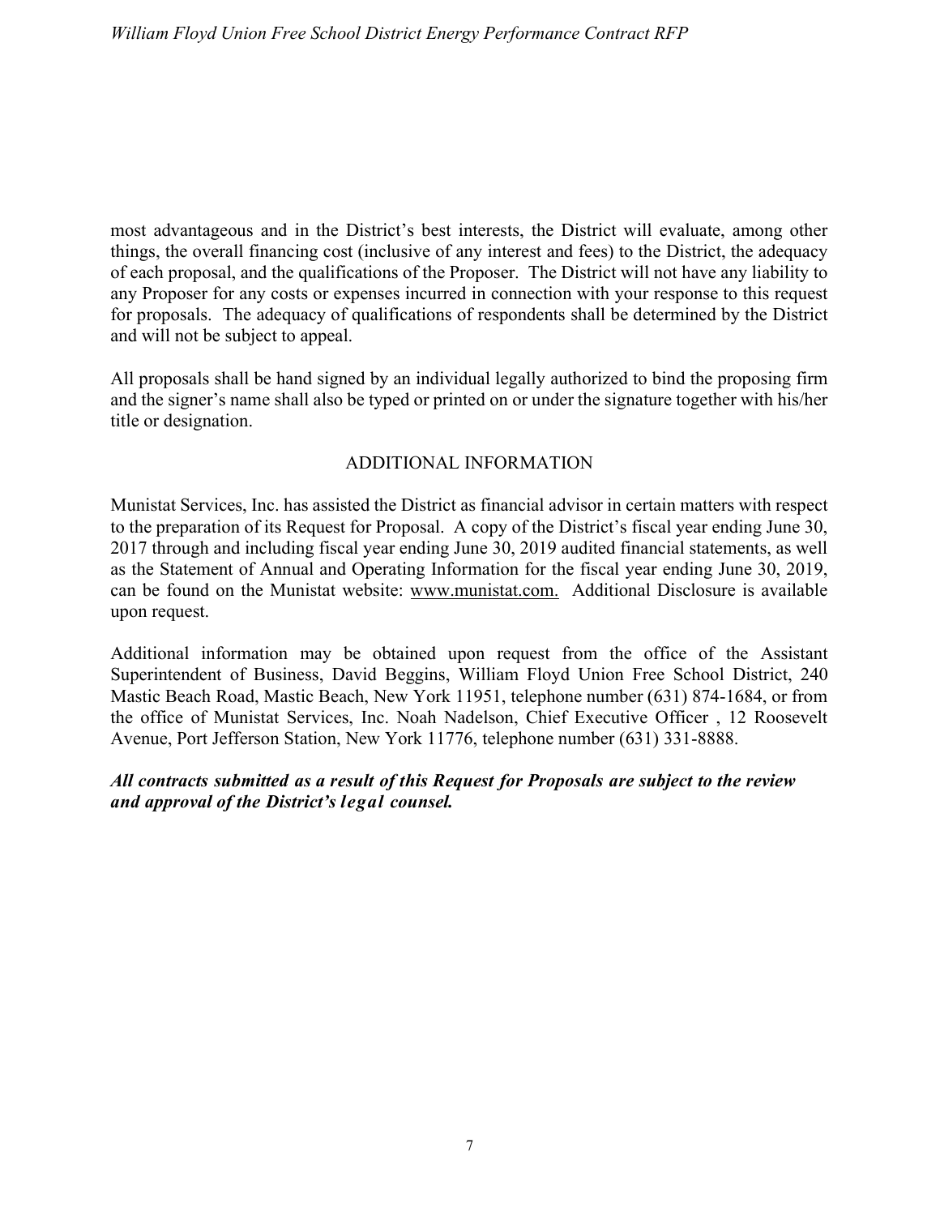most advantageous and in the District's best interests, the District will evaluate, among other things, the overall financing cost (inclusive of any interest and fees) to the District, the adequacy of each proposal, and the qualifications of the Proposer. The District will not have any liability to any Proposer for any costs or expenses incurred in connection with your response to this request for proposals. The adequacy of qualifications of respondents shall be determined by the District and will not be subject to appeal.

All proposals shall be hand signed by an individual legally authorized to bind the proposing firm and the signer's name shall also be typed or printed on or under the signature together with his/her title or designation.

## ADDITIONAL INFORMATION

Munistat Services, Inc. has assisted the District as financial advisor in certain matters with respect to the preparation of its Request for Proposal. A copy of the District's fiscal year ending June 30, 2017 through and including fiscal year ending June 30, 2019 audited financial statements, as well as the Statement of Annual and Operating Information for the fiscal year ending June 30, 2019, can be found on the Munistat website: www.munistat.com. Additional Disclosure is available upon request.

Additional information may be obtained upon request from the office of the Assistant Superintendent of Business, David Beggins, William Floyd Union Free School District, 240 Mastic Beach Road, Mastic Beach, New York 11951, telephone number (631) 874-1684, or from the office of Munistat Services, Inc. Noah Nadelson, Chief Executive Officer , 12 Roosevelt Avenue, Port Jefferson Station, New York 11776, telephone number (631) 331-8888.

***All contracts submitted as a result of this Request for Proposals are subject to the review and approval of the District's legal counsel.***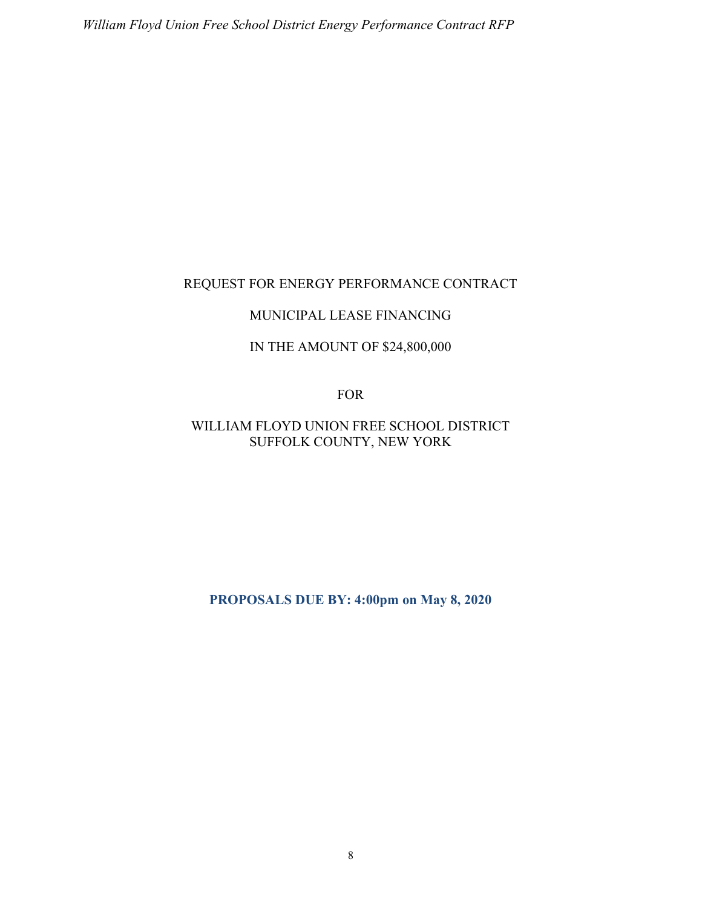# REQUEST FOR ENERGY PERFORMANCE CONTRACT

# MUNICIPAL LEASE FINANCING

# IN THE AMOUNT OF $24,800,000

# FOR

# WILLIAM FLOYD UNION FREE SCHOOL DISTRICT
# SUFFOLK COUNTY, NEW YORK

**PROPOSALS DUE BY: 4:00pm on May 8, 2020**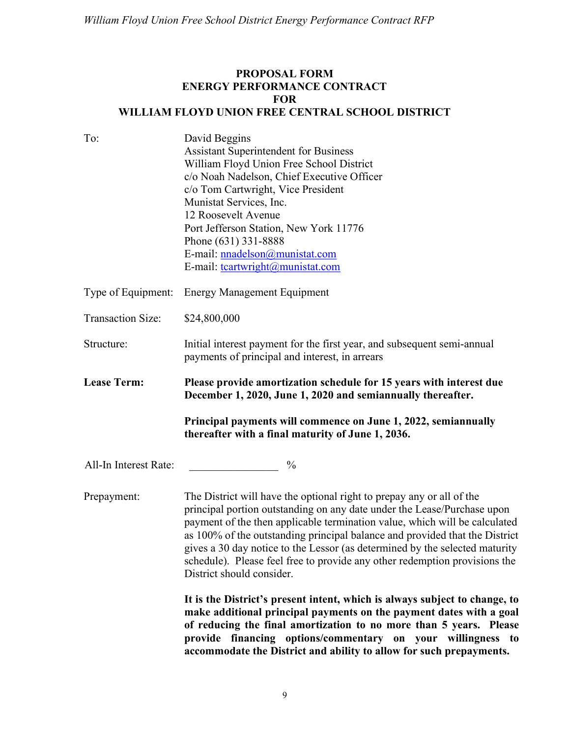**PROPOSAL FORM**
**ENERGY PERFORMANCE CONTRACT**
**FOR**
**WILLIAM FLOYD UNION FREE CENTRAL SCHOOL DISTRICT**

| | |
|---|---|
| To: | David Beggins<br>Assistant Superintendent for Business<br>William Floyd Union Free School District<br>c/o Noah Nadelson, Chief Executive Officer<br>c/o Tom Cartwright, Vice President<br>Munistat Services, Inc.<br>12 Roosevelt Avenue<br>Port Jefferson Station, New York 11776<br>Phone (631) 331-8888<br>E-mail: nnadelson@munistat.com<br>E-mail: tcartwright@munistat.com |
| Type of Equipment: | Energy Management Equipment |
| Transaction Size: | $24,800,000 |
| Structure: | Initial interest payment for the first year, and subsequent semi-annual payments of principal and interest, in arrears |
| **Lease Term:** | **Please provide amortization schedule for 15 years with interest due December 1, 2020, June 1, 2020 and semiannually thereafter.**<br><br>**Principal payments will commence on June 1, 2022, semiannually thereafter with a final maturity of June 1, 2036.** |
| All-In Interest Rate: | _______________ % |
| Prepayment: | The District will have the optional right to prepay any or all of the principal portion outstanding on any date under the Lease/Purchase upon payment of the then applicable termination value, which will be calculated as 100% of the outstanding principal balance and provided that the District gives a 30 day notice to the Lessor (as determined by the selected maturity schedule). Please feel free to provide any other redemption provisions the District should consider.<br><br>**It is the District's present intent, which is always subject to change, to make additional principal payments on the payment dates with a goal of reducing the final amortization to no more than 5 years. Please provide financing options/commentary on your willingness to accommodate the District and ability to allow for such prepayments.** |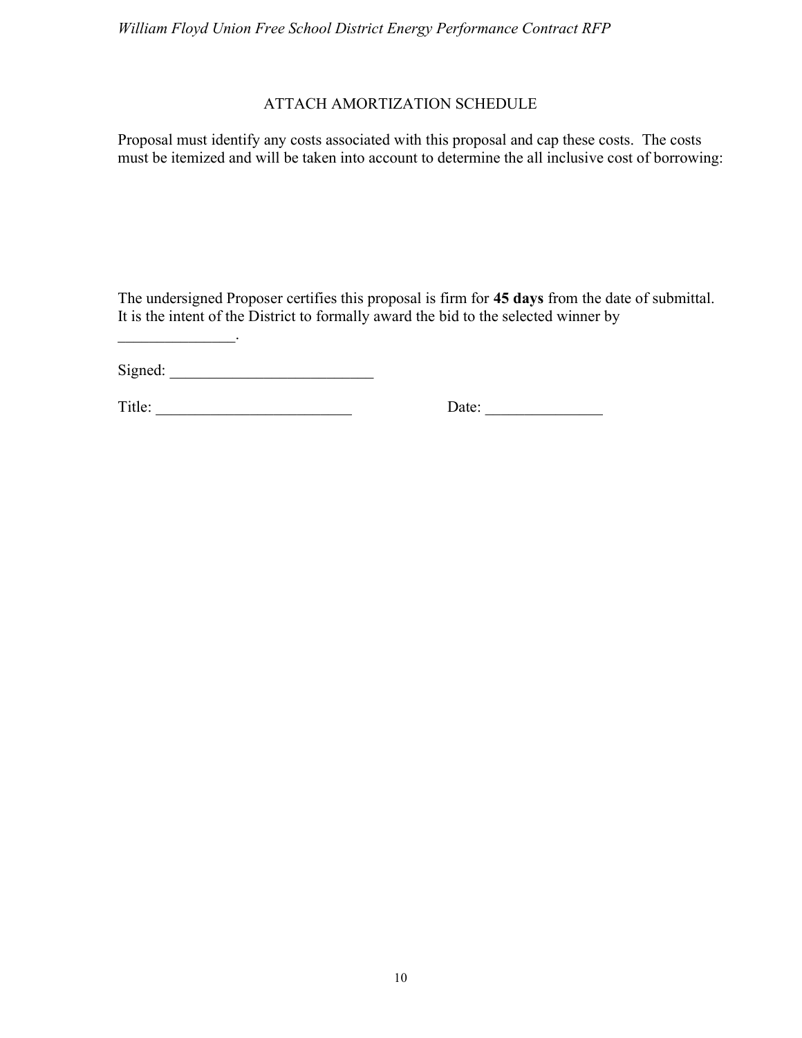ATTACH AMORTIZATION SCHEDULE

Proposal must identify any costs associated with this proposal and cap these costs. The costs must be itemized and will be taken into account to determine the all inclusive cost of borrowing:

The undersigned Proposer certifies this proposal is firm for **45 days** from the date of submittal. It is the intent of the District to formally award the bid to the selected winner by _______________.

Signed: __________________________

Title: _________________________ Date: _______________